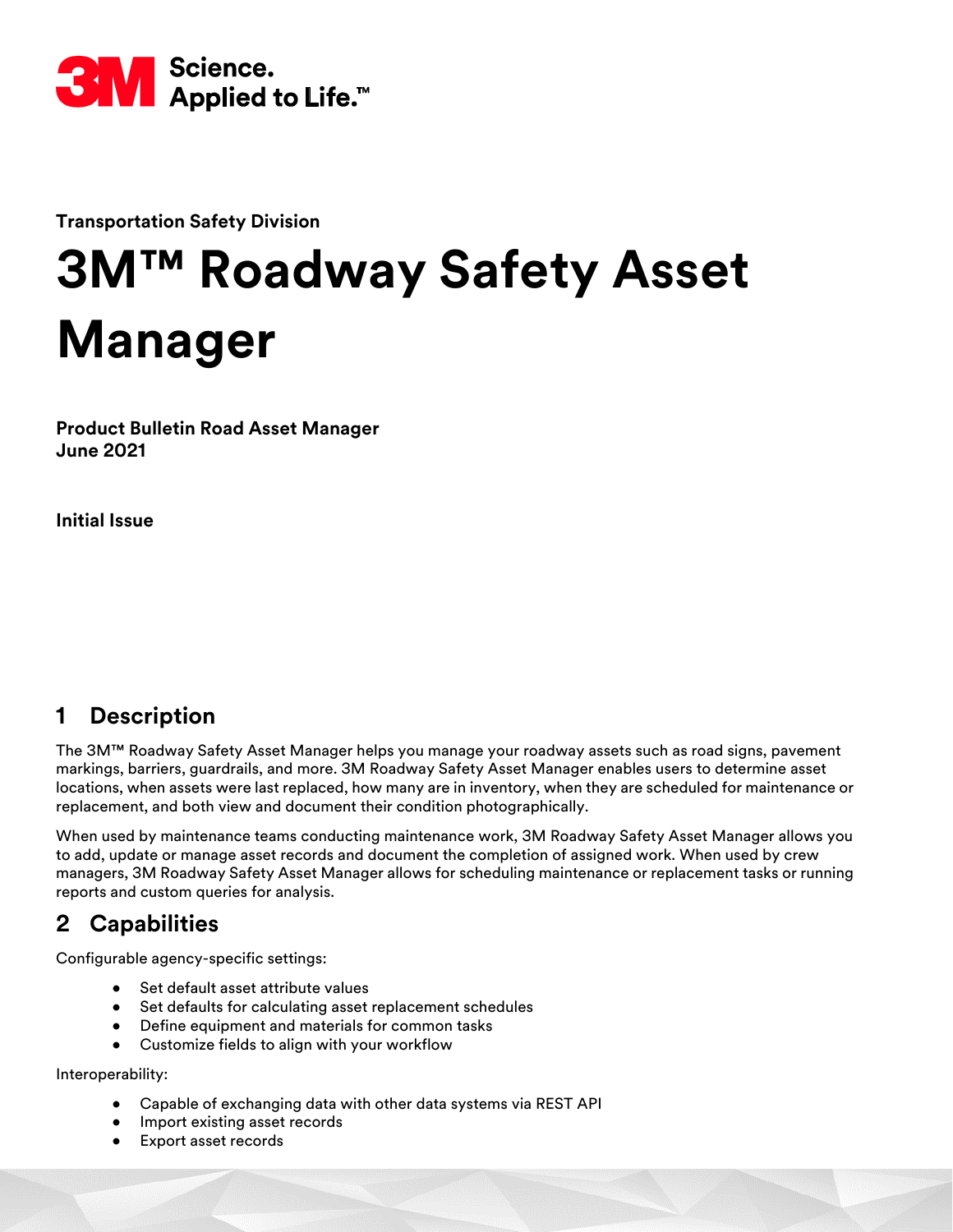Transportation Safety Division

# 3M™ Roadway Safety Asset Manager

**Product Bulletin Road Asset Manager**
**June 2021**

**Initial Issue**

## 1 Description

The 3M™ Roadway Safety Asset Manager helps you manage your roadway assets such as road signs, pavement markings, barriers, guardrails, and more. 3M Roadway Safety Asset Manager enables users to determine asset locations, when assets were last replaced, how many are in inventory, when they are scheduled for maintenance or replacement, and both view and document their condition photographically.

When used by maintenance teams conducting maintenance work, 3M Roadway Safety Asset Manager allows you to add, update or manage asset records and document the completion of assigned work. When used by crew managers, 3M Roadway Safety Asset Manager allows for scheduling maintenance or replacement tasks or running reports and custom queries for analysis.

## 2 Capabilities

Configurable agency-specific settings:

- Set default asset attribute values
- Set defaults for calculating asset replacement schedules
- Define equipment and materials for common tasks
- Customize fields to align with your workflow

Interoperability:

- Capable of exchanging data with other data systems via REST API
- Import existing asset records
- Export asset records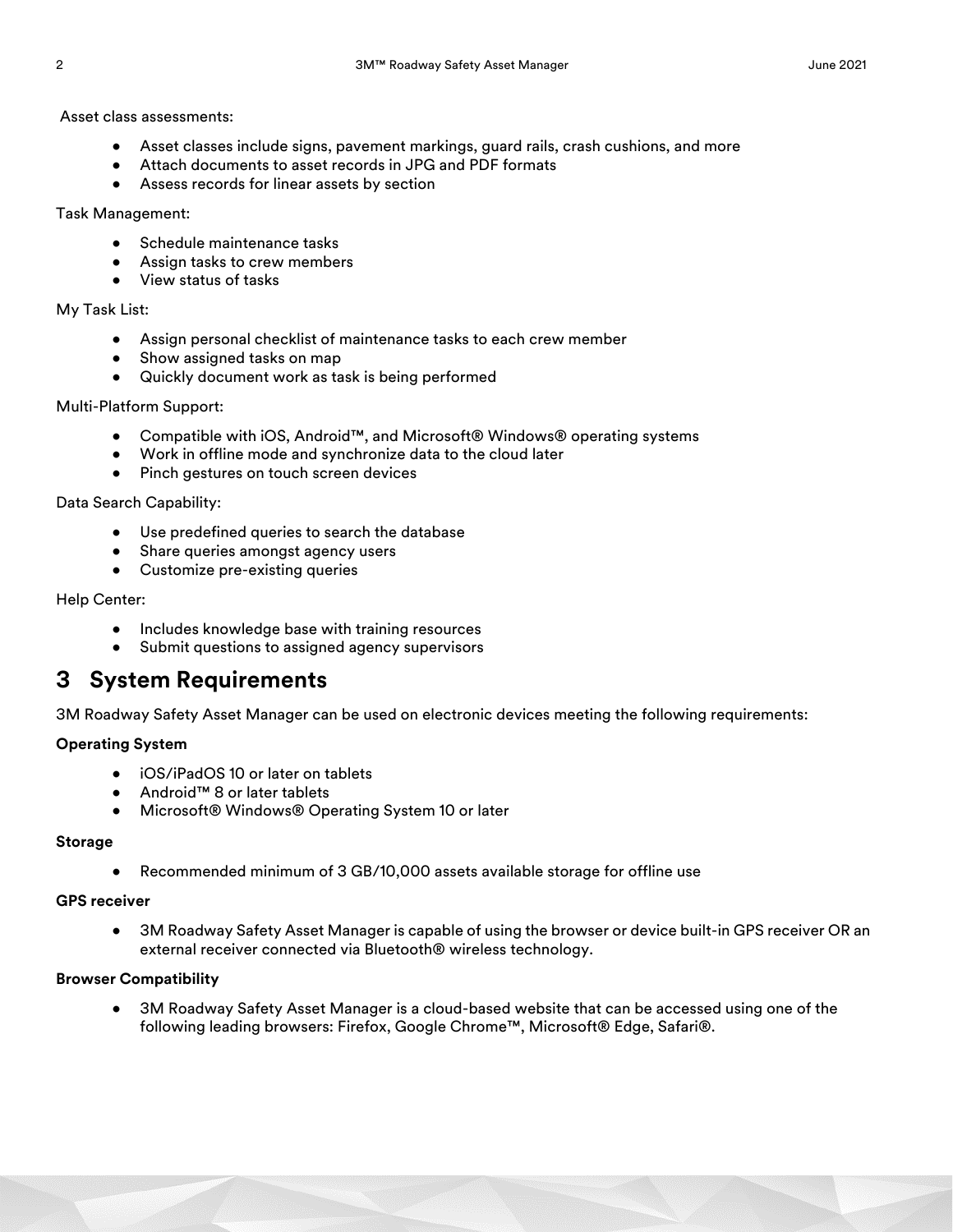Asset class assessments:

- Asset classes include signs, pavement markings, guard rails, crash cushions, and more
- Attach documents to asset records in JPG and PDF formats
- Assess records for linear assets by section

Task Management:

- Schedule maintenance tasks
- Assign tasks to crew members
- View status of tasks

My Task List:

- Assign personal checklist of maintenance tasks to each crew member
- Show assigned tasks on map
- Quickly document work as task is being performed

Multi-Platform Support:

- Compatible with iOS, Android™, and Microsoft® Windows® operating systems
- Work in offline mode and synchronize data to the cloud later
- Pinch gestures on touch screen devices

Data Search Capability:

- Use predefined queries to search the database
- Share queries amongst agency users
- Customize pre-existing queries

Help Center:

- Includes knowledge base with training resources
- Submit questions to assigned agency supervisors

# 3 System Requirements

3M Roadway Safety Asset Manager can be used on electronic devices meeting the following requirements:

**Operating System**

- iOS/iPadOS 10 or later on tablets
- Android™ 8 or later tablets
- Microsoft® Windows® Operating System 10 or later

**Storage**

- Recommended minimum of 3 GB/10,000 assets available storage for offline use

**GPS receiver**

- 3M Roadway Safety Asset Manager is capable of using the browser or device built-in GPS receiver OR an external receiver connected via Bluetooth® wireless technology.

**Browser Compatibility**

- 3M Roadway Safety Asset Manager is a cloud-based website that can be accessed using one of the following leading browsers: Firefox, Google Chrome™, Microsoft® Edge, Safari®.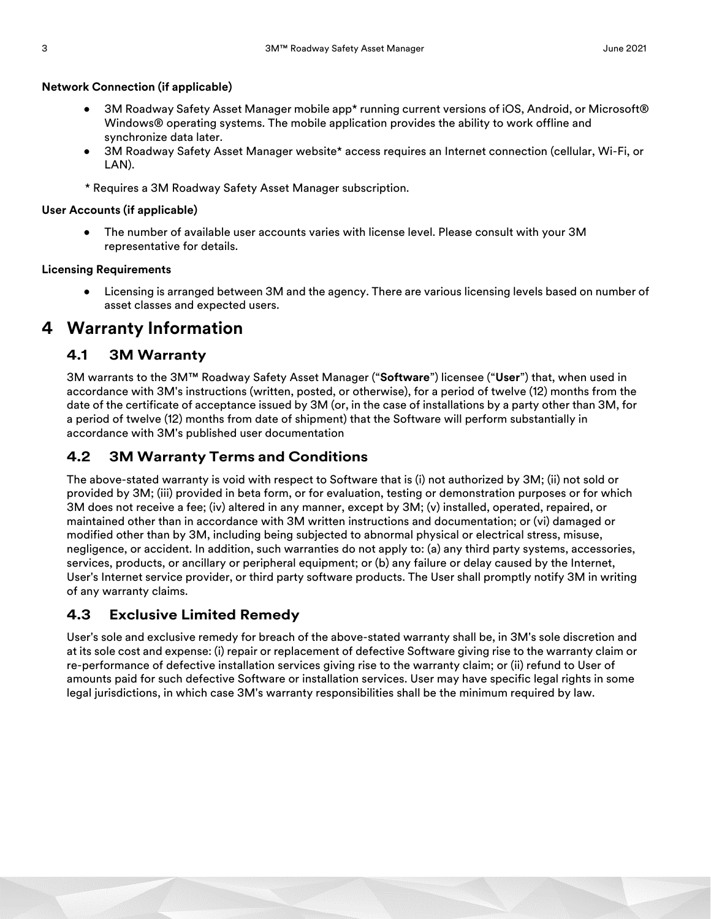**Network Connection (if applicable)**

- 3M Roadway Safety Asset Manager mobile app* running current versions of iOS, Android, or Microsoft® Windows® operating systems. The mobile application provides the ability to work offline and synchronize data later.
- 3M Roadway Safety Asset Manager website* access requires an Internet connection (cellular, Wi-Fi, or LAN).

\* Requires a 3M Roadway Safety Asset Manager subscription.

**User Accounts (if applicable)**

- The number of available user accounts varies with license level. Please consult with your 3M representative for details.

**Licensing Requirements**

- Licensing is arranged between 3M and the agency. There are various licensing levels based on number of asset classes and expected users.

# 4 Warranty Information

## 4.1 3M Warranty

3M warrants to the 3M™ Roadway Safety Asset Manager ("**Software**") licensee ("**User**") that, when used in accordance with 3M's instructions (written, posted, or otherwise), for a period of twelve (12) months from the date of the certificate of acceptance issued by 3M (or, in the case of installations by a party other than 3M, for a period of twelve (12) months from date of shipment) that the Software will perform substantially in accordance with 3M's published user documentation

## 4.2 3M Warranty Terms and Conditions

The above-stated warranty is void with respect to Software that is (i) not authorized by 3M; (ii) not sold or provided by 3M; (iii) provided in beta form, or for evaluation, testing or demonstration purposes or for which 3M does not receive a fee; (iv) altered in any manner, except by 3M; (v) installed, operated, repaired, or maintained other than in accordance with 3M written instructions and documentation; or (vi) damaged or modified other than by 3M, including being subjected to abnormal physical or electrical stress, misuse, negligence, or accident. In addition, such warranties do not apply to: (a) any third party systems, accessories, services, products, or ancillary or peripheral equipment; or (b) any failure or delay caused by the Internet, User's Internet service provider, or third party software products. The User shall promptly notify 3M in writing of any warranty claims.

## 4.3 Exclusive Limited Remedy

User's sole and exclusive remedy for breach of the above-stated warranty shall be, in 3M's sole discretion and at its sole cost and expense: (i) repair or replacement of defective Software giving rise to the warranty claim or re-performance of defective installation services giving rise to the warranty claim; or (ii) refund to User of amounts paid for such defective Software or installation services. User may have specific legal rights in some legal jurisdictions, in which case 3M's warranty responsibilities shall be the minimum required by law.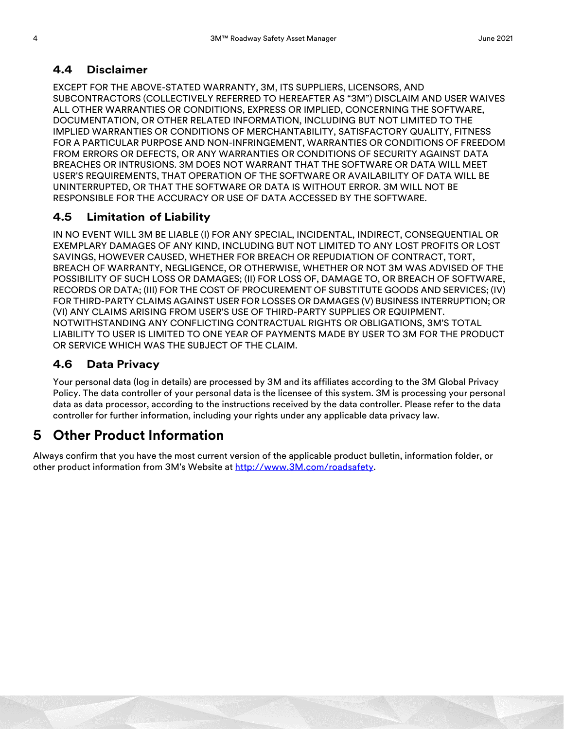### 4.4 Disclaimer

EXCEPT FOR THE ABOVE-STATED WARRANTY, 3M, ITS SUPPLIERS, LICENSORS, AND SUBCONTRACTORS (COLLECTIVELY REFERRED TO HEREAFTER AS "3M") DISCLAIM AND USER WAIVES ALL OTHER WARRANTIES OR CONDITIONS, EXPRESS OR IMPLIED, CONCERNING THE SOFTWARE, DOCUMENTATION, OR OTHER RELATED INFORMATION, INCLUDING BUT NOT LIMITED TO THE IMPLIED WARRANTIES OR CONDITIONS OF MERCHANTABILITY, SATISFACTORY QUALITY, FITNESS FOR A PARTICULAR PURPOSE AND NON-INFRINGEMENT, WARRANTIES OR CONDITIONS OF FREEDOM FROM ERRORS OR DEFECTS, OR ANY WARRANTIES OR CONDITIONS OF SECURITY AGAINST DATA BREACHES OR INTRUSIONS. 3M DOES NOT WARRANT THAT THE SOFTWARE OR DATA WILL MEET USER'S REQUIREMENTS, THAT OPERATION OF THE SOFTWARE OR AVAILABILITY OF DATA WILL BE UNINTERRUPTED, OR THAT THE SOFTWARE OR DATA IS WITHOUT ERROR. 3M WILL NOT BE RESPONSIBLE FOR THE ACCURACY OR USE OF DATA ACCESSED BY THE SOFTWARE.

### 4.5 Limitation of Liability

IN NO EVENT WILL 3M BE LIABLE (I) FOR ANY SPECIAL, INCIDENTAL, INDIRECT, CONSEQUENTIAL OR EXEMPLARY DAMAGES OF ANY KIND, INCLUDING BUT NOT LIMITED TO ANY LOST PROFITS OR LOST SAVINGS, HOWEVER CAUSED, WHETHER FOR BREACH OR REPUDIATION OF CONTRACT, TORT, BREACH OF WARRANTY, NEGLIGENCE, OR OTHERWISE, WHETHER OR NOT 3M WAS ADVISED OF THE POSSIBILITY OF SUCH LOSS OR DAMAGES; (II) FOR LOSS OF, DAMAGE TO, OR BREACH OF SOFTWARE, RECORDS OR DATA; (III) FOR THE COST OF PROCUREMENT OF SUBSTITUTE GOODS AND SERVICES; (IV) FOR THIRD-PARTY CLAIMS AGAINST USER FOR LOSSES OR DAMAGES (V) BUSINESS INTERRUPTION; OR (VI) ANY CLAIMS ARISING FROM USER'S USE OF THIRD-PARTY SUPPLIES OR EQUIPMENT. NOTWITHSTANDING ANY CONFLICTING CONTRACTUAL RIGHTS OR OBLIGATIONS, 3M'S TOTAL LIABILITY TO USER IS LIMITED TO ONE YEAR OF PAYMENTS MADE BY USER TO 3M FOR THE PRODUCT OR SERVICE WHICH WAS THE SUBJECT OF THE CLAIM.

### 4.6 Data Privacy

Your personal data (log in details) are processed by 3M and its affiliates according to the 3M Global Privacy Policy. The data controller of your personal data is the licensee of this system. 3M is processing your personal data as data processor, according to the instructions received by the data controller. Please refer to the data controller for further information, including your rights under any applicable data privacy law.

## 5 Other Product Information

Always confirm that you have the most current version of the applicable product bulletin, information folder, or other product information from 3M's Website at http://www.3M.com/roadsafety.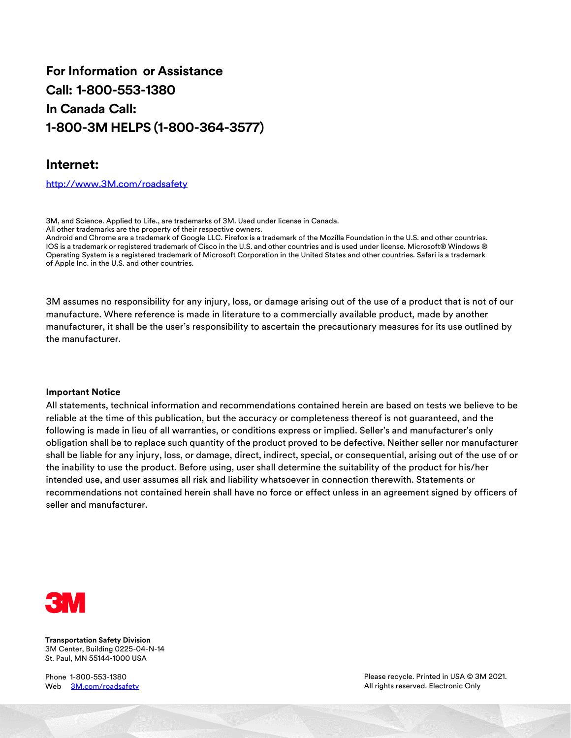## For Information or Assistance

## Call: 1-800-553-1380

## In Canada Call:

## 1-800-3M HELPS (1-800-364-3577)

## Internet:

http://www.3M.com/roadsafety

3M, and Science. Applied to Life., are trademarks of 3M. Used under license in Canada.
All other trademarks are the property of their respective owners.
Android and Chrome are a trademark of Google LLC. Firefox is a trademark of the Mozilla Foundation in the U.S. and other countries. IOS is a trademark or registered trademark of Cisco in the U.S. and other countries and is used under license. Microsoft® Windows ® Operating System is a registered trademark of Microsoft Corporation in the United States and other countries. Safari is a trademark of Apple Inc. in the U.S. and other countries.

3M assumes no responsibility for any injury, loss, or damage arising out of the use of a product that is not of our manufacture. Where reference is made in literature to a commercially available product, made by another manufacturer, it shall be the user's responsibility to ascertain the precautionary measures for its use outlined by the manufacturer.

**Important Notice**

All statements, technical information and recommendations contained herein are based on tests we believe to be reliable at the time of this publication, but the accuracy or completeness thereof is not guaranteed, and the following is made in lieu of all warranties, or conditions express or implied. Seller's and manufacturer's only obligation shall be to replace such quantity of the product proved to be defective. Neither seller nor manufacturer shall be liable for any injury, loss, or damage, direct, indirect, special, or consequential, arising out of the use of or the inability to use the product. Before using, user shall determine the suitability of the product for his/her intended use, and user assumes all risk and liability whatsoever in connection therewith. Statements or recommendations not contained herein shall have no force or effect unless in an agreement signed by officers of seller and manufacturer.

3M

**Transportation Safety Division**
3M Center, Building 0225-04-N-14
St. Paul, MN 55144-1000 USA

Phone 1-800-553-1380
Web 3M.com/roadsafety

Please recycle. Printed in USA © 3M 2021.
All rights reserved. Electronic Only